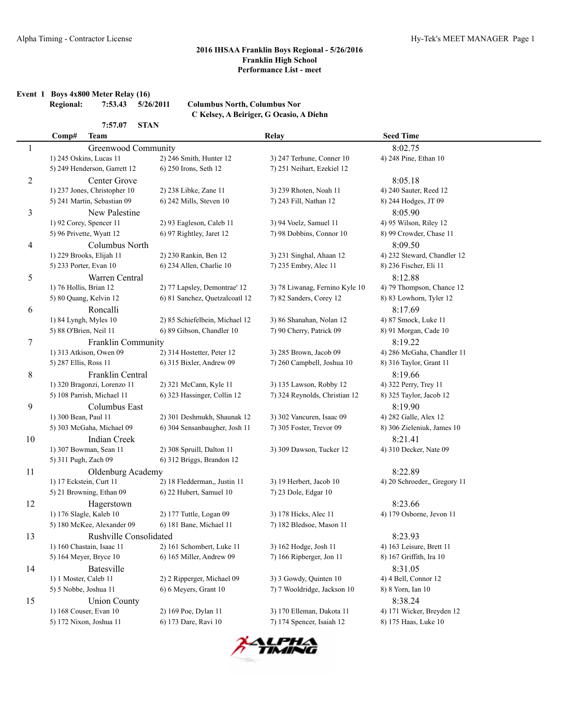## 2016 IHSAA Franklin Boys Regional - 5/26/2016
## Franklin High School
## Performance List - meet

**Event 1 Boys 4x800 Meter Relay (16)**

**Regional: 7:53.43 5/26/2011 Columbus North, Columbus Nor**
**C Kelsey, A Beiriger, G Ocasio, A Diehn**

**7:57.07 STAN**

| Comp# | Team | Relay | Seed Time |
|---|---|---|---|
| 1 | Greenwood Community | | 8:02.75 |
| | 1) 245 Oskins, Lucas 11; 2) 246 Smith, Hunter 12; 3) 247 Terhune, Conner 10; 4) 248 Pine, Ethan 10; 5) 249 Henderson, Garrett 12; 6) 250 Irons, Seth 12; 7) 251 Neihart, Ezekiel 12 | | |
| 2 | Center Grove | | 8:05.18 |
| | 1) 237 Jones, Christopher 10; 2) 238 Libke, Zane 11; 3) 239 Rhoten, Noah 11; 4) 240 Sauter, Reed 12; 5) 241 Martin, Sebastian 09; 6) 242 Mills, Steven 10; 7) 243 Fill, Nathan 12; 8) 244 Hodges, JT 09 | | |
| 3 | New Palestine | | 8:05.90 |
| | 1) 92 Corey, Spencer 11; 2) 93 Eagleson, Caleb 11; 3) 94 Voelz, Samuel 11; 4) 95 Wilson, Riley 12; 5) 96 Privette, Wyatt 12; 6) 97 Rightley, Jaret 12; 7) 98 Dobbins, Connor 10; 8) 99 Crowder, Chase 11 | | |
| 4 | Columbus North | | 8:09.50 |
| | 1) 229 Brooks, Elijah 11; 2) 230 Rankin, Ben 12; 3) 231 Singhal, Ahaan 12; 4) 232 Steward, Chandler 12; 5) 233 Porter, Evan 10; 6) 234 Allen, Charlie 10; 7) 235 Embry, Alec 11; 8) 236 Fischer, Eli 11 | | |
| 5 | Warren Central | | 8:12.88 |
| | 1) 76 Hollis, Brian 12; 2) 77 Lapsley, Demontrae' 12; 3) 78 Liwanag, Fernino Kyle 10; 4) 79 Thompson, Chance 12; 5) 80 Quang, Kelvin 12; 6) 81 Sanchez, Quetzalcoatl 12; 7) 82 Sanders, Corey 12; 8) 83 Lowhorn, Tyler 12 | | |
| 6 | Roncalli | | 8:17.69 |
| | 1) 84 Lyngh, Myles 10; 2) 85 Schiefelbein, Michael 12; 3) 86 Shanahan, Nolan 12; 4) 87 Smock, Luke 11; 5) 88 O'Brien, Neil 11; 6) 89 Gibson, Chandler 10; 7) 90 Cherry, Patrick 09; 8) 91 Morgan, Cade 10 | | |
| 7 | Franklin Community | | 8:19.22 |
| | 1) 313 Atkison, Owen 09; 2) 314 Hostetter, Peter 12; 3) 285 Brown, Jacob 09; 4) 286 McGaha, Chandler 11; 5) 287 Ellis, Ross 11; 6) 315 Bixler, Andrew 09; 7) 260 Campbell, Joshua 10; 8) 316 Taylor, Grant 11 | | |
| 8 | Franklin Central | | 8:19.66 |
| | 1) 320 Bragonzi, Lorenzo 11; 2) 321 McCann, Kyle 11; 3) 135 Lawson, Robby 12; 4) 322 Perry, Trey 11; 5) 108 Parrish, Michael 11; 6) 323 Hassinger, Collin 12; 7) 324 Reynolds, Christian 12; 8) 325 Taylor, Jacob 12 | | |
| 9 | Columbus East | | 8:19.90 |
| | 1) 300 Bean, Paul 11; 2) 301 Deshmukh, Shaunak 12; 3) 302 Vancuren, Isaac 09; 4) 282 Galle, Alex 12; 5) 303 McGaha, Michael 09; 6) 304 Sensanbaugher, Josh 11; 7) 305 Foster, Trevor 09; 8) 306 Zieleniuk, James 10 | | |
| 10 | Indian Creek | | 8:21.41 |
| | 1) 307 Bowman, Sean 11; 2) 308 Spruill, Dalton 11; 3) 309 Dawson, Tucker 12; 4) 310 Decker, Nate 09; 5) 311 Pugh, Zach 09; 6) 312 Briggs, Brandon 12 | | |
| 11 | Oldenburg Academy | | 8:22.89 |
| | 1) 17 Eckstein, Curt 11; 2) 18 Fledderman,, Justin 11; 3) 19 Herbert, Jacob 10; 4) 20 Schroeder,, Gregory 11; 5) 21 Browning, Ethan 09; 6) 22 Hubert, Samuel 10; 7) 23 Dole, Edgar 10 | | |
| 12 | Hagerstown | | 8:23.66 |
| | 1) 176 Slagle, Kaleb 10; 2) 177 Tuttle, Logan 09; 3) 178 Hicks, Alec 11; 4) 179 Osborne, Jevon 11; 5) 180 McKee, Alexander 09; 6) 181 Bane, Michael 11; 7) 182 Bledsoe, Mason 11 | | |
| 13 | Rushville Consolidated | | 8:23.93 |
| | 1) 160 Chastain, Isaac 11; 2) 161 Schombert, Luke 11; 3) 162 Hodge, Josh 11; 4) 163 Leisure, Brett 11; 5) 164 Meyer, Bryce 10; 6) 165 Miller, Andrew 09; 7) 166 Ripberger, Jon 11; 8) 167 Griffith, Ira 10 | | |
| 14 | Batesville | | 8:31.05 |
| | 1) 1 Moster, Caleb 11; 2) 2 Ripperger, Michael 09; 3) 3 Gowdy, Quinten 10; 4) 4 Bell, Connor 12; 5) 5 Nobbe, Joshua 11; 6) 6 Meyers, Grant 10; 7) 7 Wooldridge, Jackson 10; 8) 8 Yorn, Ian 10 | | |
| 15 | Union County | | 8:38.24 |
| | 1) 168 Couser, Evan 10; 2) 169 Poe, Dylan 11; 3) 170 Elleman, Dakota 11; 4) 171 Wicker, Breyden 12; 5) 172 Nixon, Joshua 11; 6) 173 Dare, Ravi 10; 7) 174 Spencer, Isaiah 12; 8) 175 Haas, Luke 10 | | |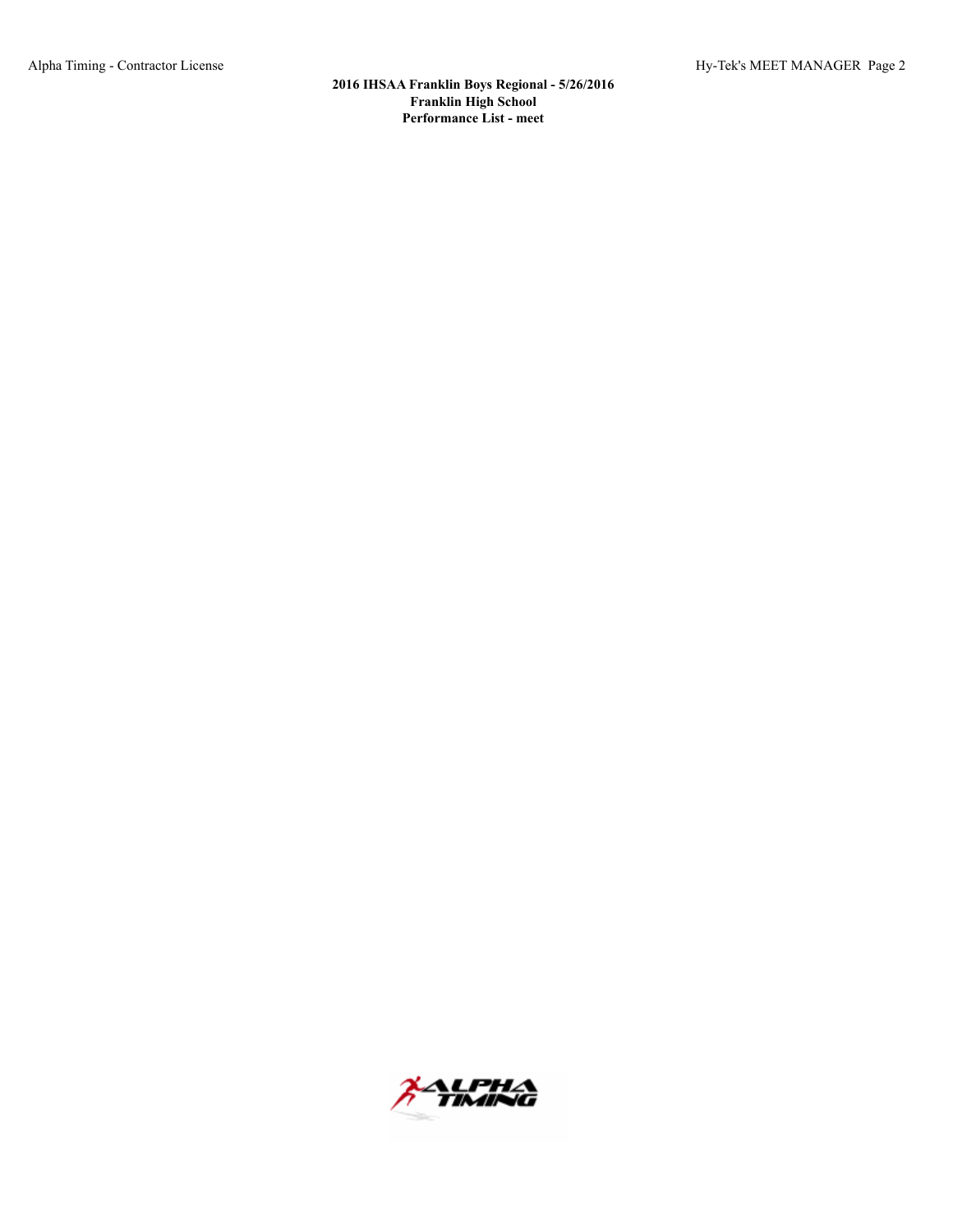**2016 IHSAA Franklin Boys Regional - 5/26/2016**
**Franklin High School**
**Performance List - meet**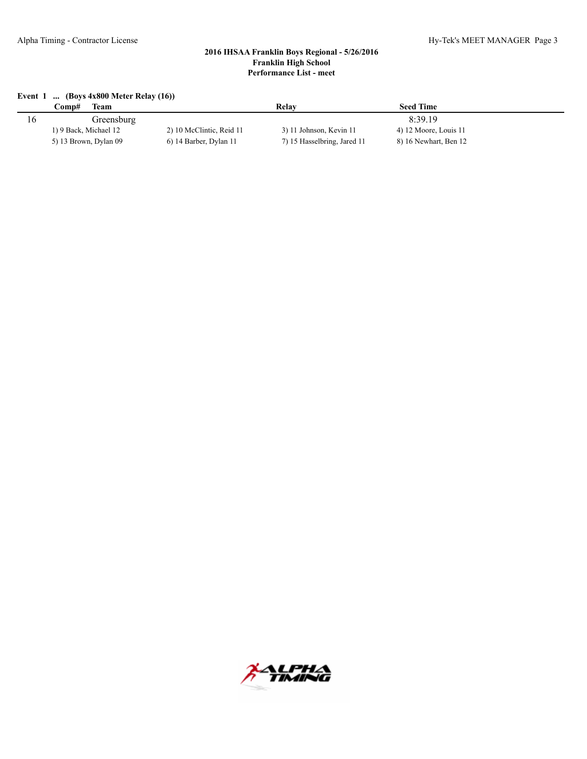**2016 IHSAA Franklin Boys Regional - 5/26/2016**
**Franklin High School**
**Performance List - meet**

**Event 1 ... (Boys 4x800 Meter Relay (16))**

| Comp# | Team | Relay | Seed Time |
|---|---|---|---|
| 16 | Greensburg | | 8:39.19 |

1) 9 Back, Michael 12 2) 10 McClintic, Reid 11 3) 11 Johnson, Kevin 11 4) 12 Moore, Louis 11
5) 13 Brown, Dylan 09 6) 14 Barber, Dylan 11 7) 15 Hasselbring, Jared 11 8) 16 Newhart, Ben 12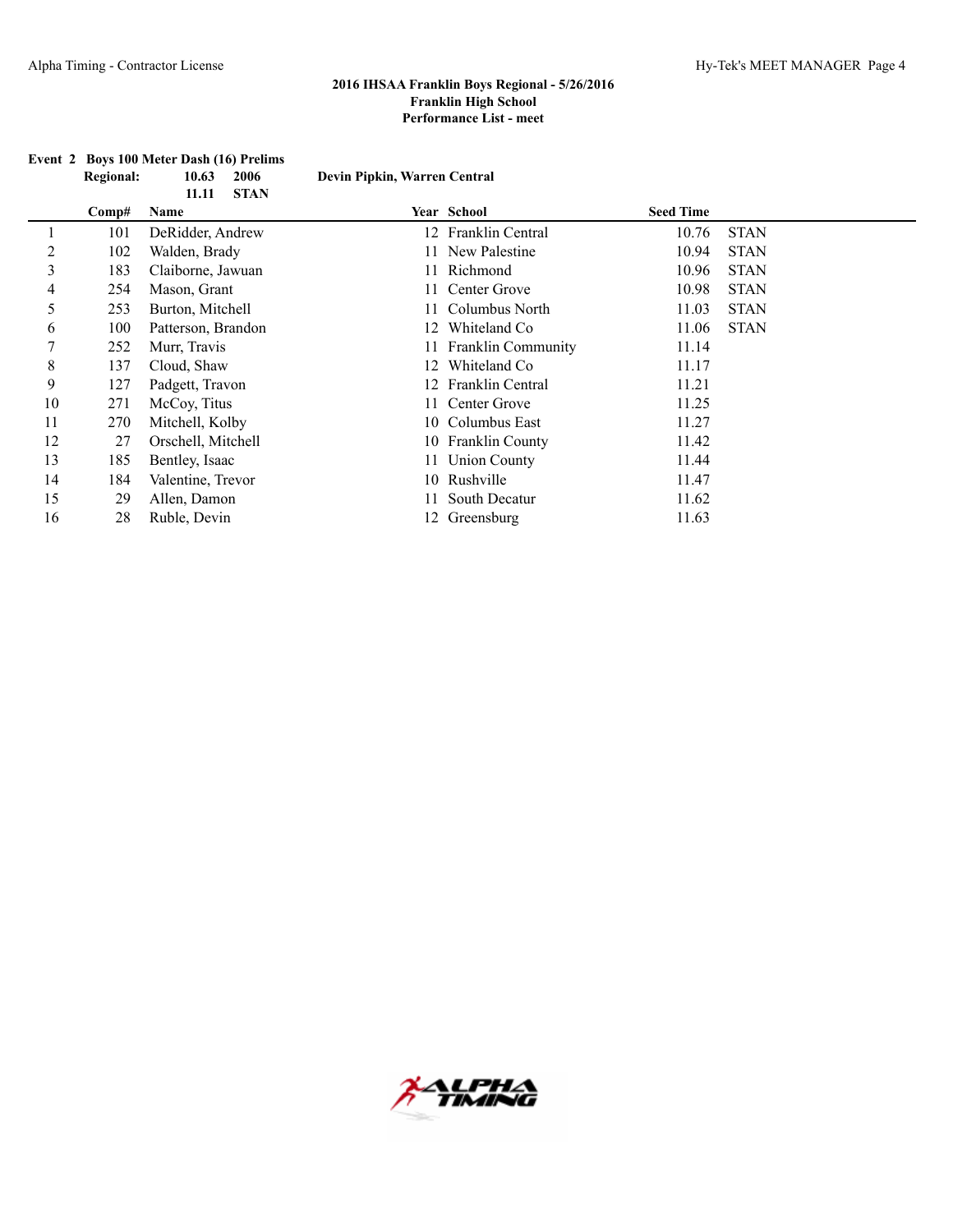**2016 IHSAA Franklin Boys Regional - 5/26/2016**
**Franklin High School**
**Performance List - meet**

**Event 2 Boys 100 Meter Dash (16) Prelims**

**Regional: 10.63 2006 Devin Pipkin, Warren Central**
**11.11 STAN**

| | Comp# | Name | Year | School | Seed Time | |
|---|---|---|---|---|---|---|
| 1 | 101 | DeRidder, Andrew | 12 | Franklin Central | 10.76 | STAN |
| 2 | 102 | Walden, Brady | 11 | New Palestine | 10.94 | STAN |
| 3 | 183 | Claiborne, Jawuan | 11 | Richmond | 10.96 | STAN |
| 4 | 254 | Mason, Grant | 11 | Center Grove | 10.98 | STAN |
| 5 | 253 | Burton, Mitchell | 11 | Columbus North | 11.03 | STAN |
| 6 | 100 | Patterson, Brandon | 12 | Whiteland Co | 11.06 | STAN |
| 7 | 252 | Murr, Travis | 11 | Franklin Community | 11.14 | |
| 8 | 137 | Cloud, Shaw | 12 | Whiteland Co | 11.17 | |
| 9 | 127 | Padgett, Travon | 12 | Franklin Central | 11.21 | |
| 10 | 271 | McCoy, Titus | 11 | Center Grove | 11.25 | |
| 11 | 270 | Mitchell, Kolby | 10 | Columbus East | 11.27 | |
| 12 | 27 | Orschell, Mitchell | 10 | Franklin County | 11.42 | |
| 13 | 185 | Bentley, Isaac | 11 | Union County | 11.44 | |
| 14 | 184 | Valentine, Trevor | 10 | Rushville | 11.47 | |
| 15 | 29 | Allen, Damon | 11 | South Decatur | 11.62 | |
| 16 | 28 | Ruble, Devin | 12 | Greensburg | 11.63 | |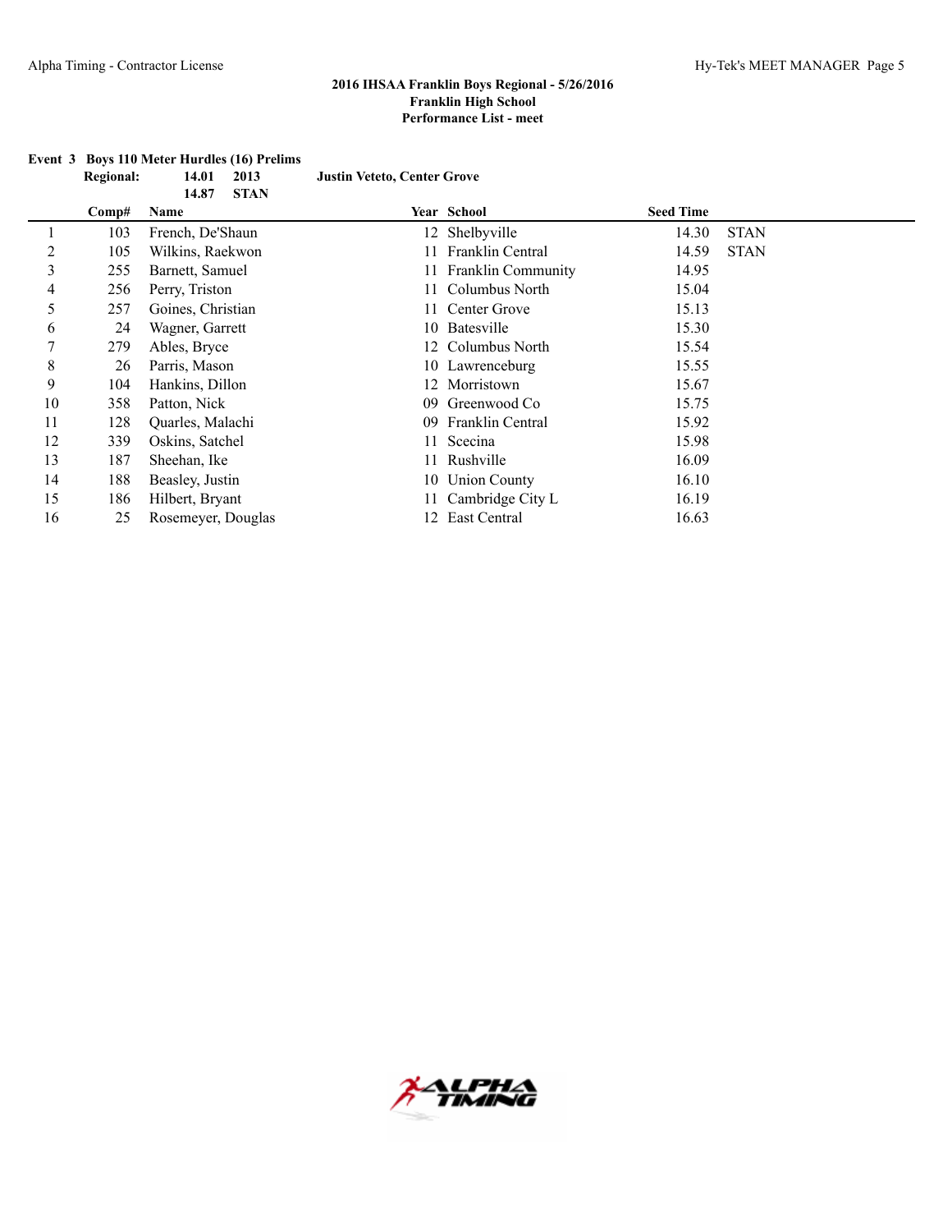**2016 IHSAA Franklin Boys Regional - 5/26/2016**
**Franklin High School**
**Performance List - meet**

### Event 3 Boys 110 Meter Hurdles (16) Prelims

**Regional:** 14.01 2013 Justin Veteto, Center Grove
14.87 STAN

| | Comp# | Name | Year | School | Seed Time | |
|---|---|---|---|---|---|---|
| 1 | 103 | French, De'Shaun | 12 | Shelbyville | 14.30 | STAN |
| 2 | 105 | Wilkins, Raekwon | 11 | Franklin Central | 14.59 | STAN |
| 3 | 255 | Barnett, Samuel | 11 | Franklin Community | 14.95 | |
| 4 | 256 | Perry, Triston | 11 | Columbus North | 15.04 | |
| 5 | 257 | Goines, Christian | 11 | Center Grove | 15.13 | |
| 6 | 24 | Wagner, Garrett | 10 | Batesville | 15.30 | |
| 7 | 279 | Ables, Bryce | 12 | Columbus North | 15.54 | |
| 8 | 26 | Parris, Mason | 10 | Lawrenceburg | 15.55 | |
| 9 | 104 | Hankins, Dillon | 12 | Morristown | 15.67 | |
| 10 | 358 | Patton, Nick | 09 | Greenwood Co | 15.75 | |
| 11 | 128 | Quarles, Malachi | 09 | Franklin Central | 15.92 | |
| 12 | 339 | Oskins, Satchel | 11 | Scecina | 15.98 | |
| 13 | 187 | Sheehan, Ike | 11 | Rushville | 16.09 | |
| 14 | 188 | Beasley, Justin | 10 | Union County | 16.10 | |
| 15 | 186 | Hilbert, Bryant | 11 | Cambridge City L | 16.19 | |
| 16 | 25 | Rosemeyer, Douglas | 12 | East Central | 16.63 | |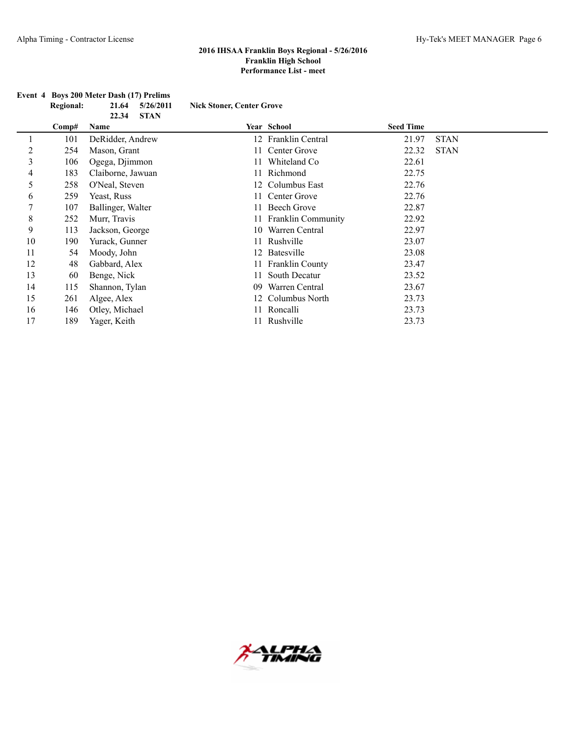**2016 IHSAA Franklin Boys Regional - 5/26/2016**
**Franklin High School**
**Performance List - meet**

**Event 4 Boys 200 Meter Dash (17) Prelims**

**Regional:** 21.64 5/26/2011 **Nick Stoner, Center Grove**
22.34 **STAN**

| | Comp# | Name | Year | School | Seed Time | |
|---|---|---|---|---|---|---|
| 1 | 101 | DeRidder, Andrew | 12 | Franklin Central | 21.97 | STAN |
| 2 | 254 | Mason, Grant | 11 | Center Grove | 22.32 | STAN |
| 3 | 106 | Ogega, Djimmon | 11 | Whiteland Co | 22.61 | |
| 4 | 183 | Claiborne, Jawuan | 11 | Richmond | 22.75 | |
| 5 | 258 | O'Neal, Steven | 12 | Columbus East | 22.76 | |
| 6 | 259 | Yeast, Russ | 11 | Center Grove | 22.76 | |
| 7 | 107 | Ballinger, Walter | 11 | Beech Grove | 22.87 | |
| 8 | 252 | Murr, Travis | 11 | Franklin Community | 22.92 | |
| 9 | 113 | Jackson, George | 10 | Warren Central | 22.97 | |
| 10 | 190 | Yurack, Gunner | 11 | Rushville | 23.07 | |
| 11 | 54 | Moody, John | 12 | Batesville | 23.08 | |
| 12 | 48 | Gabbard, Alex | 11 | Franklin County | 23.47 | |
| 13 | 60 | Benge, Nick | 11 | South Decatur | 23.52 | |
| 14 | 115 | Shannon, Tylan | 09 | Warren Central | 23.67 | |
| 15 | 261 | Algee, Alex | 12 | Columbus North | 23.73 | |
| 16 | 146 | Otley, Michael | 11 | Roncalli | 23.73 | |
| 17 | 189 | Yager, Keith | 11 | Rushville | 23.73 | |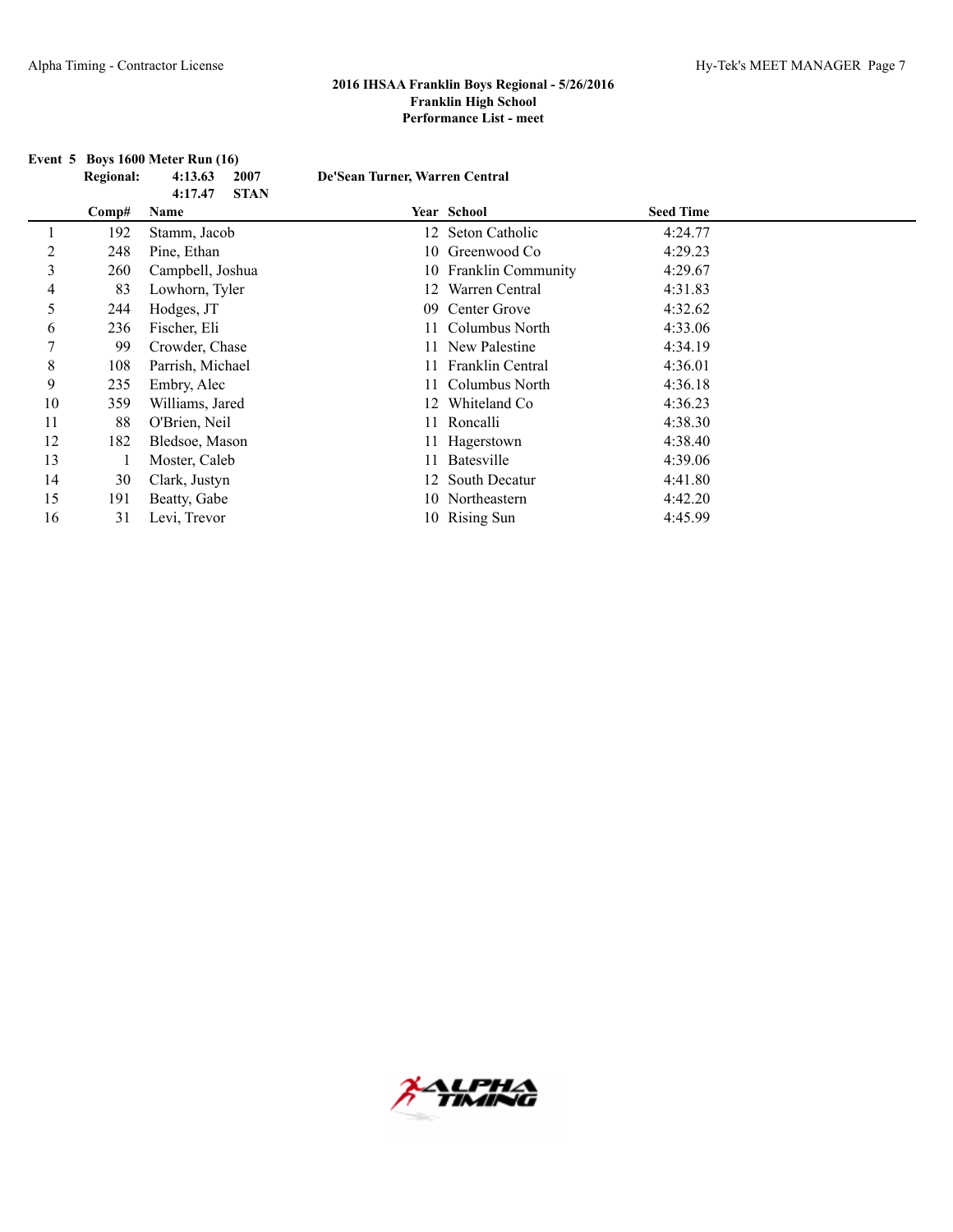# 2016 IHSAA Franklin Boys Regional - 5/26/2016

**Franklin High School**

**Performance List - meet**

**Event 5 Boys 1600 Meter Run (16)**

**Regional:** 4:13.63 2007 De'Sean Turner, Warren Central
4:17.47 STAN

| | Comp# | Name | Year | School | Seed Time |
|---|---|---|---|---|---|
| 1 | 192 | Stamm, Jacob | 12 | Seton Catholic | 4:24.77 |
| 2 | 248 | Pine, Ethan | 10 | Greenwood Co | 4:29.23 |
| 3 | 260 | Campbell, Joshua | 10 | Franklin Community | 4:29.67 |
| 4 | 83 | Lowhorn, Tyler | 12 | Warren Central | 4:31.83 |
| 5 | 244 | Hodges, JT | 09 | Center Grove | 4:32.62 |
| 6 | 236 | Fischer, Eli | 11 | Columbus North | 4:33.06 |
| 7 | 99 | Crowder, Chase | 11 | New Palestine | 4:34.19 |
| 8 | 108 | Parrish, Michael | 11 | Franklin Central | 4:36.01 |
| 9 | 235 | Embry, Alec | 11 | Columbus North | 4:36.18 |
| 10 | 359 | Williams, Jared | 12 | Whiteland Co | 4:36.23 |
| 11 | 88 | O'Brien, Neil | 11 | Roncalli | 4:38.30 |
| 12 | 182 | Bledsoe, Mason | 11 | Hagerstown | 4:38.40 |
| 13 | 1 | Moster, Caleb | 11 | Batesville | 4:39.06 |
| 14 | 30 | Clark, Justyn | 12 | South Decatur | 4:41.80 |
| 15 | 191 | Beatty, Gabe | 10 | Northeastern | 4:42.20 |
| 16 | 31 | Levi, Trevor | 10 | Rising Sun | 4:45.99 |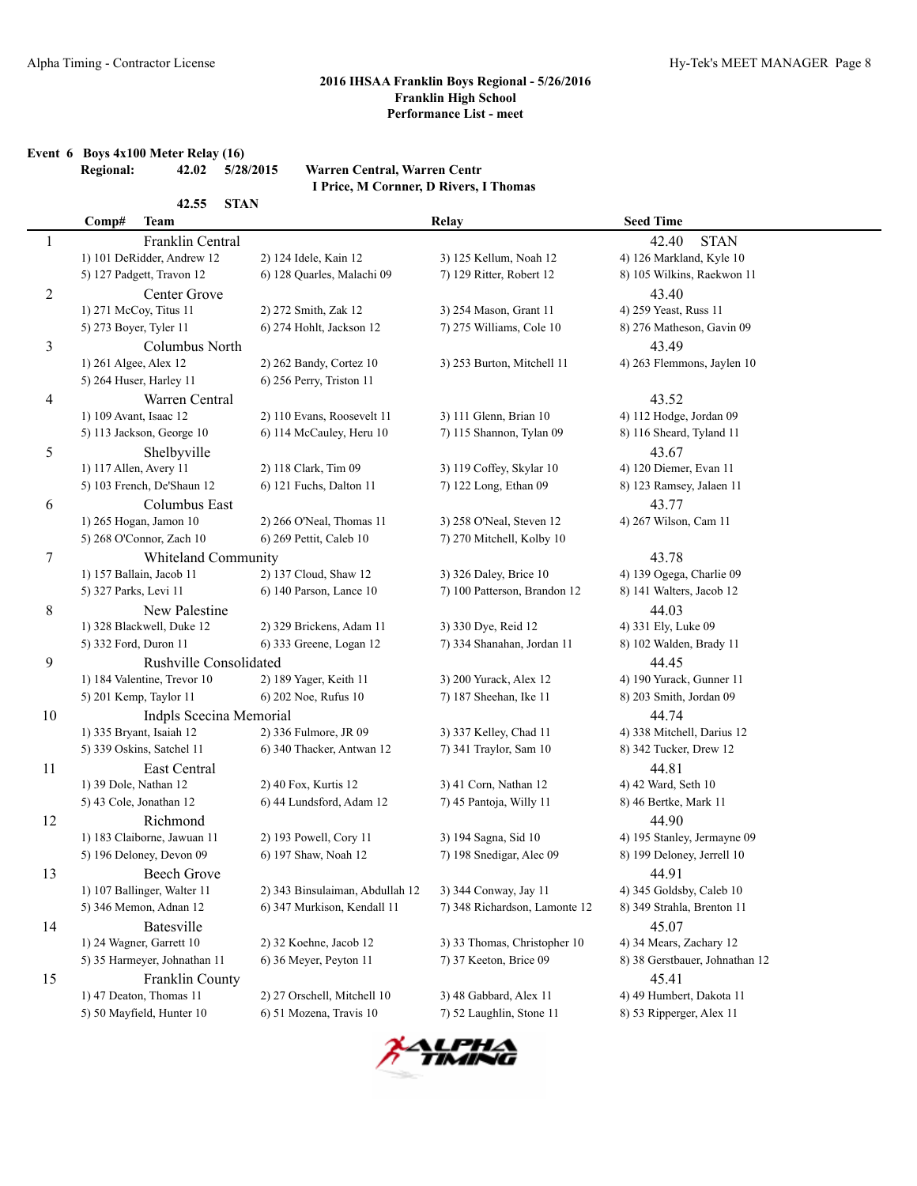## 2016 IHSAA Franklin Boys Regional - 5/26/2016
### Franklin High School
### Performance List - meet

**Event 6 Boys 4x100 Meter Relay (16)**

**Regional:** 42.02 5/28/2015 **Warren Central, Warren Centr**
**I Price, M Cornner, D Rivers, I Thomas**

**42.55 STAN**

| Comp# | Team | Relay | Seed Time |
|---|---|---|---|
| 1 | Franklin Central | | 42.40 STAN |
| | 1) 101 DeRidder, Andrew 12; 2) 124 Idele, Kain 12; 3) 125 Kellum, Noah 12; 4) 126 Markland, Kyle 10; 5) 127 Padgett, Travon 12; 6) 128 Quarles, Malachi 09; 7) 129 Ritter, Robert 12; 8) 105 Wilkins, Raekwon 11 | | |
| 2 | Center Grove | | 43.40 |
| | 1) 271 McCoy, Titus 11; 2) 272 Smith, Zak 12; 3) 254 Mason, Grant 11; 4) 259 Yeast, Russ 11; 5) 273 Boyer, Tyler 11; 6) 274 Hohlt, Jackson 12; 7) 275 Williams, Cole 10; 8) 276 Matheson, Gavin 09 | | |
| 3 | Columbus North | | 43.49 |
| | 1) 261 Algee, Alex 12; 2) 262 Bandy, Cortez 10; 3) 253 Burton, Mitchell 11; 4) 263 Flemmons, Jaylen 10; 5) 264 Huser, Harley 11; 6) 256 Perry, Triston 11 | | |
| 4 | Warren Central | | 43.52 |
| | 1) 109 Avant, Isaac 12; 2) 110 Evans, Roosevelt 11; 3) 111 Glenn, Brian 10; 4) 112 Hodge, Jordan 09; 5) 113 Jackson, George 10; 6) 114 McCauley, Heru 10; 7) 115 Shannon, Tylan 09; 8) 116 Sheard, Tyland 11 | | |
| 5 | Shelbyville | | 43.67 |
| | 1) 117 Allen, Avery 11; 2) 118 Clark, Tim 09; 3) 119 Coffey, Skylar 10; 4) 120 Diemer, Evan 11; 5) 103 French, De'Shaun 12; 6) 121 Fuchs, Dalton 11; 7) 122 Long, Ethan 09; 8) 123 Ramsey, Jalaen 11 | | |
| 6 | Columbus East | | 43.77 |
| | 1) 265 Hogan, Jamon 10; 2) 266 O'Neal, Thomas 11; 3) 258 O'Neal, Steven 12; 4) 267 Wilson, Cam 11; 5) 268 O'Connor, Zach 10; 6) 269 Pettit, Caleb 10; 7) 270 Mitchell, Kolby 10 | | |
| 7 | Whiteland Community | | 43.78 |
| | 1) 157 Ballain, Jacob 11; 2) 137 Cloud, Shaw 12; 3) 326 Daley, Brice 10; 4) 139 Ogega, Charlie 09; 5) 327 Parks, Levi 11; 6) 140 Parson, Lance 10; 7) 100 Patterson, Brandon 12; 8) 141 Walters, Jacob 12 | | |
| 8 | New Palestine | | 44.03 |
| | 1) 328 Blackwell, Duke 12; 2) 329 Brickens, Adam 11; 3) 330 Dye, Reid 12; 4) 331 Ely, Luke 09; 5) 332 Ford, Duron 11; 6) 333 Greene, Logan 12; 7) 334 Shanahan, Jordan 11; 8) 102 Walden, Brady 11 | | |
| 9 | Rushville Consolidated | | 44.45 |
| | 1) 184 Valentine, Trevor 10; 2) 189 Yager, Keith 11; 3) 200 Yurack, Alex 12; 4) 190 Yurack, Gunner 11; 5) 201 Kemp, Taylor 11; 6) 202 Noe, Rufus 10; 7) 187 Sheehan, Ike 11; 8) 203 Smith, Jordan 09 | | |
| 10 | Indpls Scecina Memorial | | 44.74 |
| | 1) 335 Bryant, Isaiah 12; 2) 336 Fulmore, JR 09; 3) 337 Kelley, Chad 11; 4) 338 Mitchell, Darius 12; 5) 339 Oskins, Satchel 11; 6) 340 Thacker, Antwan 12; 7) 341 Traylor, Sam 10; 8) 342 Tucker, Drew 12 | | |
| 11 | East Central | | 44.81 |
| | 1) 39 Dole, Nathan 12; 2) 40 Fox, Kurtis 12; 3) 41 Corn, Nathan 12; 4) 42 Ward, Seth 10; 5) 43 Cole, Jonathan 12; 6) 44 Lundsford, Adam 12; 7) 45 Pantoja, Willy 11; 8) 46 Bertke, Mark 11 | | |
| 12 | Richmond | | 44.90 |
| | 1) 183 Claiborne, Jawuan 11; 2) 193 Powell, Cory 11; 3) 194 Sagna, Sid 10; 4) 195 Stanley, Jermayne 09; 5) 196 Deloney, Devon 09; 6) 197 Shaw, Noah 12; 7) 198 Snedigar, Alec 09; 8) 199 Deloney, Jerrell 10 | | |
| 13 | Beech Grove | | 44.91 |
| | 1) 107 Ballinger, Walter 11; 2) 343 Binsulaiman, Abdullah 12; 3) 344 Conway, Jay 11; 4) 345 Goldsby, Caleb 10; 5) 346 Memon, Adnan 12; 6) 347 Murkison, Kendall 11; 7) 348 Richardson, Lamonte 12; 8) 349 Strahla, Brenton 11 | | |
| 14 | Batesville | | 45.07 |
| | 1) 24 Wagner, Garrett 10; 2) 32 Koehne, Jacob 12; 3) 33 Thomas, Christopher 10; 4) 34 Mears, Zachary 12; 5) 35 Harmeyer, Johnathan 11; 6) 36 Meyer, Peyton 11; 7) 37 Keeton, Brice 09; 8) 38 Gerstbauer, Johnathan 12 | | |
| 15 | Franklin County | | 45.41 |
| | 1) 47 Deaton, Thomas 11; 2) 27 Orschell, Mitchell 10; 3) 48 Gabbard, Alex 11; 4) 49 Humbert, Dakota 11; 5) 50 Mayfield, Hunter 10; 6) 51 Mozena, Travis 10; 7) 52 Laughlin, Stone 11; 8) 53 Ripperger, Alex 11 | | |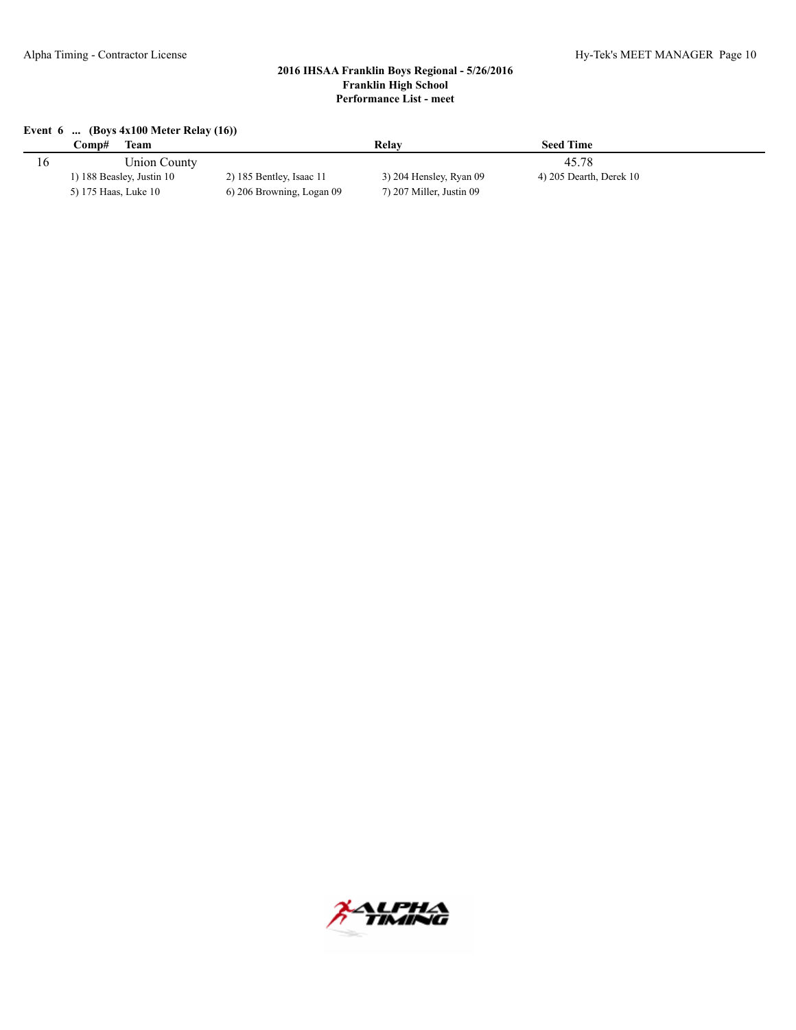**2016 IHSAA Franklin Boys Regional - 5/26/2016**
**Franklin High School**
**Performance List - meet**

**Event 6 ... (Boys 4x100 Meter Relay (16))**

| Comp# | Team | Relay | Seed Time |
|---|---|---|---|
| 16 | Union County | | 45.78 |
| 1) 188 Beasley, Justin 10 | 2) 185 Bentley, Isaac 11 | 3) 204 Hensley, Ryan 09 | 4) 205 Dearth, Derek 10 |
| 5) 175 Haas, Luke 10 | 6) 206 Browning, Logan 09 | 7) 207 Miller, Justin 09 | |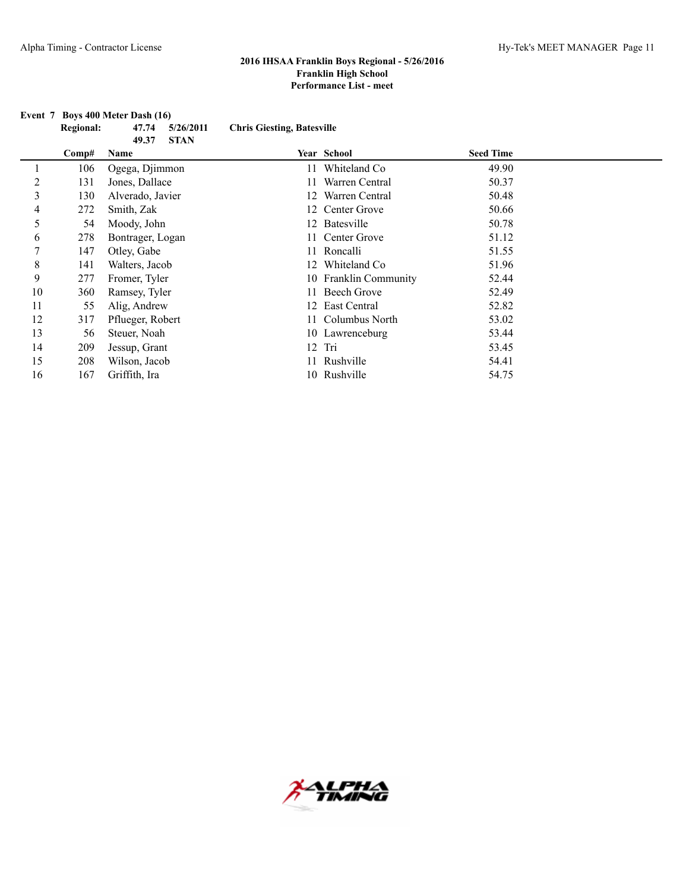**2016 IHSAA Franklin Boys Regional - 5/26/2016**
**Franklin High School**
**Performance List - meet**

**Event 7 Boys 400 Meter Dash (16)**

**Regional:** 47.74 5/26/2011 **Chris Giesting, Batesville**
49.37 **STAN**

| | Comp# | Name | Year | School | Seed Time |
|---|---|---|---|---|---|
| 1 | 106 | Ogega, Djimmon | 11 | Whiteland Co | 49.90 |
| 2 | 131 | Jones, Dallace | 11 | Warren Central | 50.37 |
| 3 | 130 | Alverado, Javier | 12 | Warren Central | 50.48 |
| 4 | 272 | Smith, Zak | 12 | Center Grove | 50.66 |
| 5 | 54 | Moody, John | 12 | Batesville | 50.78 |
| 6 | 278 | Bontrager, Logan | 11 | Center Grove | 51.12 |
| 7 | 147 | Otley, Gabe | 11 | Roncalli | 51.55 |
| 8 | 141 | Walters, Jacob | 12 | Whiteland Co | 51.96 |
| 9 | 277 | Fromer, Tyler | 10 | Franklin Community | 52.44 |
| 10 | 360 | Ramsey, Tyler | 11 | Beech Grove | 52.49 |
| 11 | 55 | Alig, Andrew | 12 | East Central | 52.82 |
| 12 | 317 | Pflueger, Robert | 11 | Columbus North | 53.02 |
| 13 | 56 | Steuer, Noah | 10 | Lawrenceburg | 53.44 |
| 14 | 209 | Jessup, Grant | 12 | Tri | 53.45 |
| 15 | 208 | Wilson, Jacob | 11 | Rushville | 54.41 |
| 16 | 167 | Griffith, Ira | 10 | Rushville | 54.75 |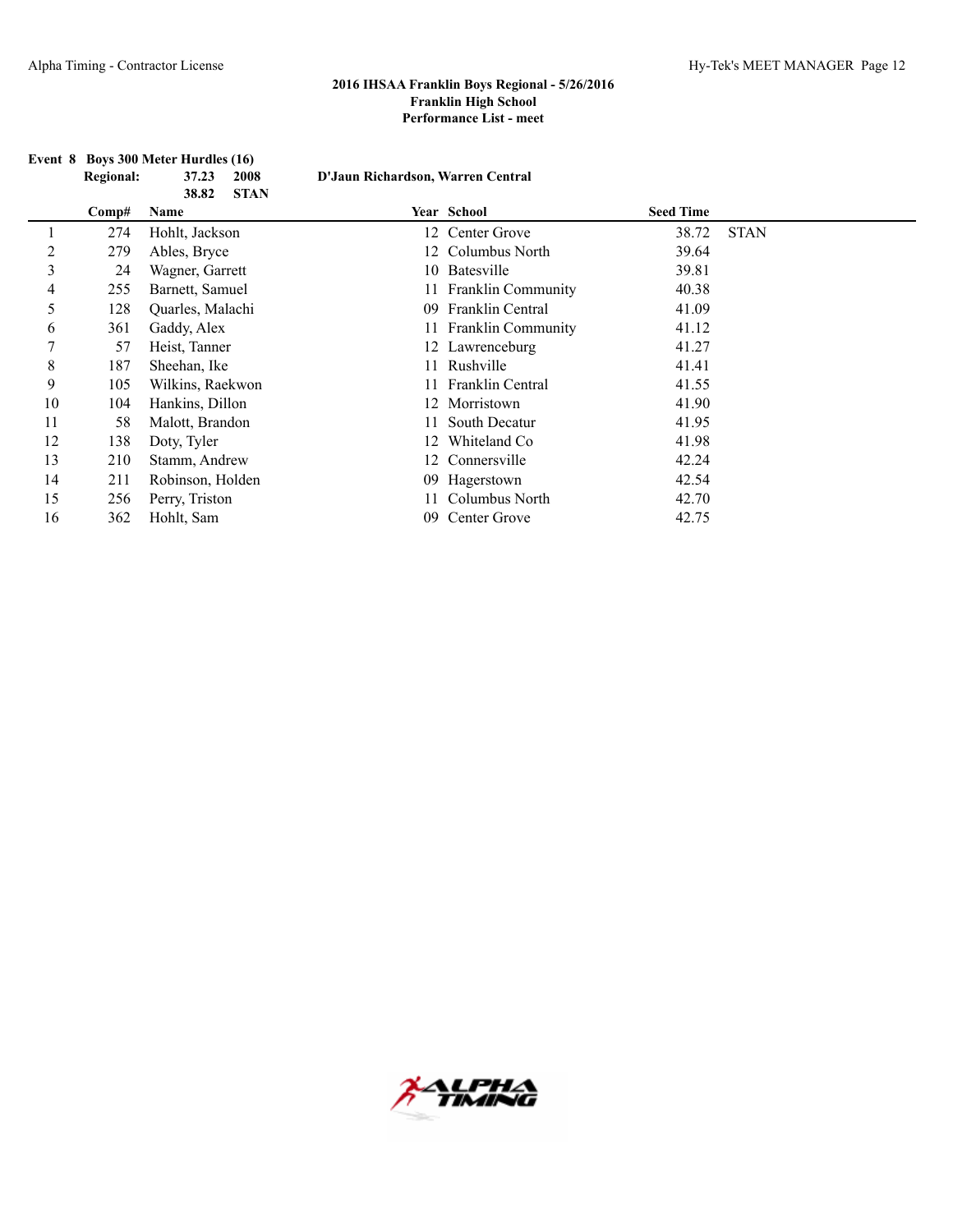**2016 IHSAA Franklin Boys Regional - 5/26/2016**
**Franklin High School**
**Performance List - meet**

**Event 8 Boys 300 Meter Hurdles (16)**

**Regional:** 37.23 2008 D'Jaun Richardson, Warren Central
38.82 STAN

| | Comp# | Name | Year | School | Seed Time | |
|---|---|---|---|---|---|---|
| 1 | 274 | Hohlt, Jackson | 12 | Center Grove | 38.72 | STAN |
| 2 | 279 | Ables, Bryce | 12 | Columbus North | 39.64 | |
| 3 | 24 | Wagner, Garrett | 10 | Batesville | 39.81 | |
| 4 | 255 | Barnett, Samuel | 11 | Franklin Community | 40.38 | |
| 5 | 128 | Quarles, Malachi | 09 | Franklin Central | 41.09 | |
| 6 | 361 | Gaddy, Alex | 11 | Franklin Community | 41.12 | |
| 7 | 57 | Heist, Tanner | 12 | Lawrenceburg | 41.27 | |
| 8 | 187 | Sheehan, Ike | 11 | Rushville | 41.41 | |
| 9 | 105 | Wilkins, Raekwon | 11 | Franklin Central | 41.55 | |
| 10 | 104 | Hankins, Dillon | 12 | Morristown | 41.90 | |
| 11 | 58 | Malott, Brandon | 11 | South Decatur | 41.95 | |
| 12 | 138 | Doty, Tyler | 12 | Whiteland Co | 41.98 | |
| 13 | 210 | Stamm, Andrew | 12 | Connersville | 42.24 | |
| 14 | 211 | Robinson, Holden | 09 | Hagerstown | 42.54 | |
| 15 | 256 | Perry, Triston | 11 | Columbus North | 42.70 | |
| 16 | 362 | Hohlt, Sam | 09 | Center Grove | 42.75 | |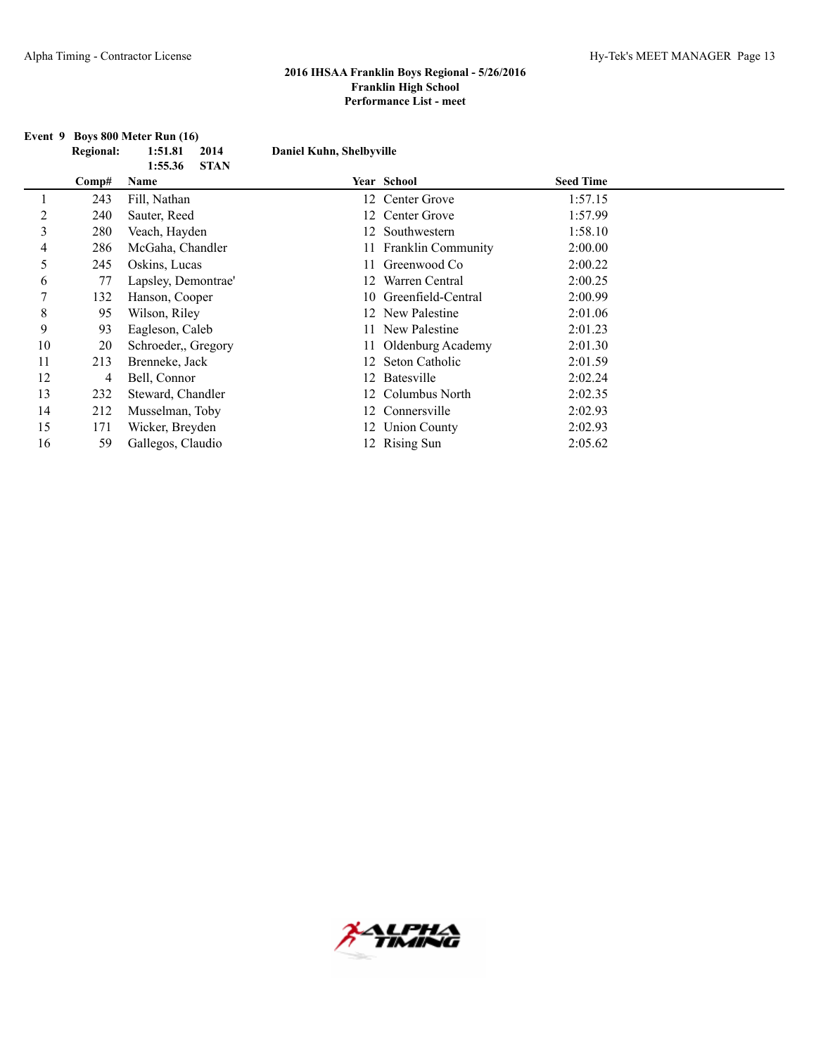**2016 IHSAA Franklin Boys Regional - 5/26/2016**
**Franklin High School**
**Performance List - meet**

**Event 9 Boys 800 Meter Run (16)**

**Regional: 1:51.81 2014 Daniel Kuhn, Shelbyville**
**1:55.36 STAN**

| | Comp# | Name | Year | School | Seed Time |
|---|---|---|---|---|---|
| 1 | 243 | Fill, Nathan | 12 | Center Grove | 1:57.15 |
| 2 | 240 | Sauter, Reed | 12 | Center Grove | 1:57.99 |
| 3 | 280 | Veach, Hayden | 12 | Southwestern | 1:58.10 |
| 4 | 286 | McGaha, Chandler | 11 | Franklin Community | 2:00.00 |
| 5 | 245 | Oskins, Lucas | 11 | Greenwood Co | 2:00.22 |
| 6 | 77 | Lapsley, Demontrae' | 12 | Warren Central | 2:00.25 |
| 7 | 132 | Hanson, Cooper | 10 | Greenfield-Central | 2:00.99 |
| 8 | 95 | Wilson, Riley | 12 | New Palestine | 2:01.06 |
| 9 | 93 | Eagleson, Caleb | 11 | New Palestine | 2:01.23 |
| 10 | 20 | Schroeder,, Gregory | 11 | Oldenburg Academy | 2:01.30 |
| 11 | 213 | Brenneke, Jack | 12 | Seton Catholic | 2:01.59 |
| 12 | 4 | Bell, Connor | 12 | Batesville | 2:02.24 |
| 13 | 232 | Steward, Chandler | 12 | Columbus North | 2:02.35 |
| 14 | 212 | Musselman, Toby | 12 | Connersville | 2:02.93 |
| 15 | 171 | Wicker, Breyden | 12 | Union County | 2:02.93 |
| 16 | 59 | Gallegos, Claudio | 12 | Rising Sun | 2:05.62 |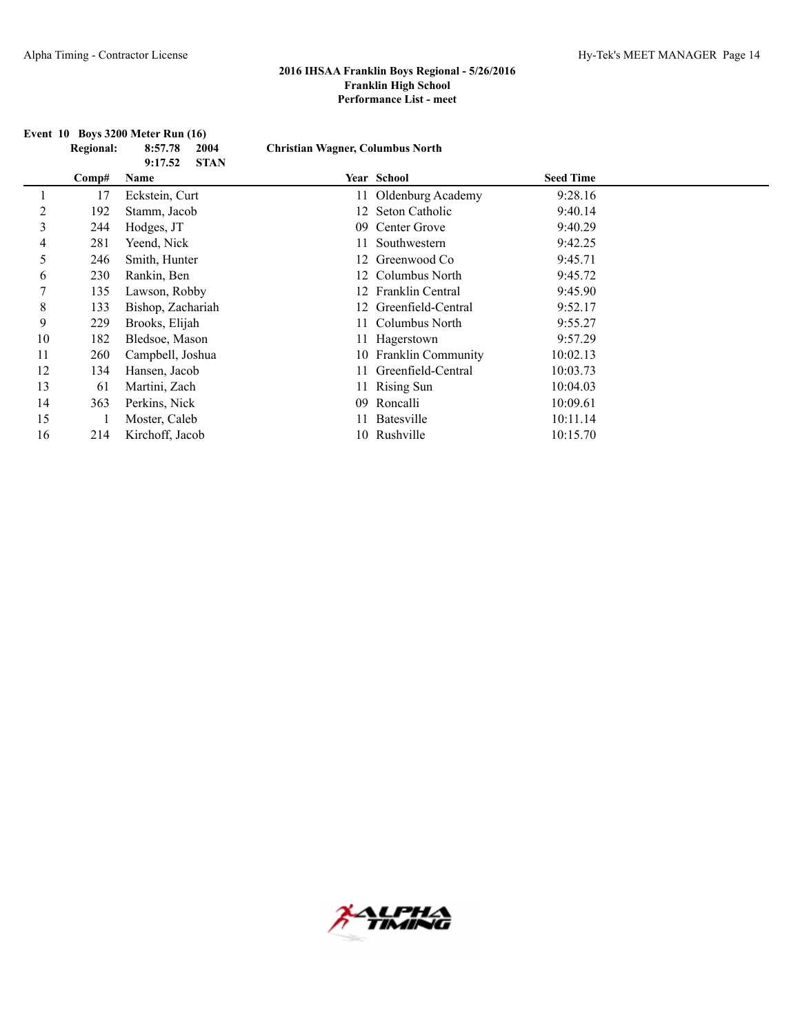### 2016 IHSAA Franklin Boys Regional - 5/26/2016
### Franklin High School
### Performance List - meet

**Event 10 Boys 3200 Meter Run (16)**

**Regional:** **8:57.78** **2004** **Christian Wagner, Columbus North**
**9:17.52** **STAN**

| | Comp# | Name | Year | School | Seed Time |
|---|---|---|---|---|---|
| 1 | 17 | Eckstein, Curt | 11 | Oldenburg Academy | 9:28.16 |
| 2 | 192 | Stamm, Jacob | 12 | Seton Catholic | 9:40.14 |
| 3 | 244 | Hodges, JT | 09 | Center Grove | 9:40.29 |
| 4 | 281 | Yeend, Nick | 11 | Southwestern | 9:42.25 |
| 5 | 246 | Smith, Hunter | 12 | Greenwood Co | 9:45.71 |
| 6 | 230 | Rankin, Ben | 12 | Columbus North | 9:45.72 |
| 7 | 135 | Lawson, Robby | 12 | Franklin Central | 9:45.90 |
| 8 | 133 | Bishop, Zachariah | 12 | Greenfield-Central | 9:52.17 |
| 9 | 229 | Brooks, Elijah | 11 | Columbus North | 9:55.27 |
| 10 | 182 | Bledsoe, Mason | 11 | Hagerstown | 9:57.29 |
| 11 | 260 | Campbell, Joshua | 10 | Franklin Community | 10:02.13 |
| 12 | 134 | Hansen, Jacob | 11 | Greenfield-Central | 10:03.73 |
| 13 | 61 | Martini, Zach | 11 | Rising Sun | 10:04.03 |
| 14 | 363 | Perkins, Nick | 09 | Roncalli | 10:09.61 |
| 15 | 1 | Moster, Caleb | 11 | Batesville | 10:11.14 |
| 16 | 214 | Kirchoff, Jacob | 10 | Rushville | 10:15.70 |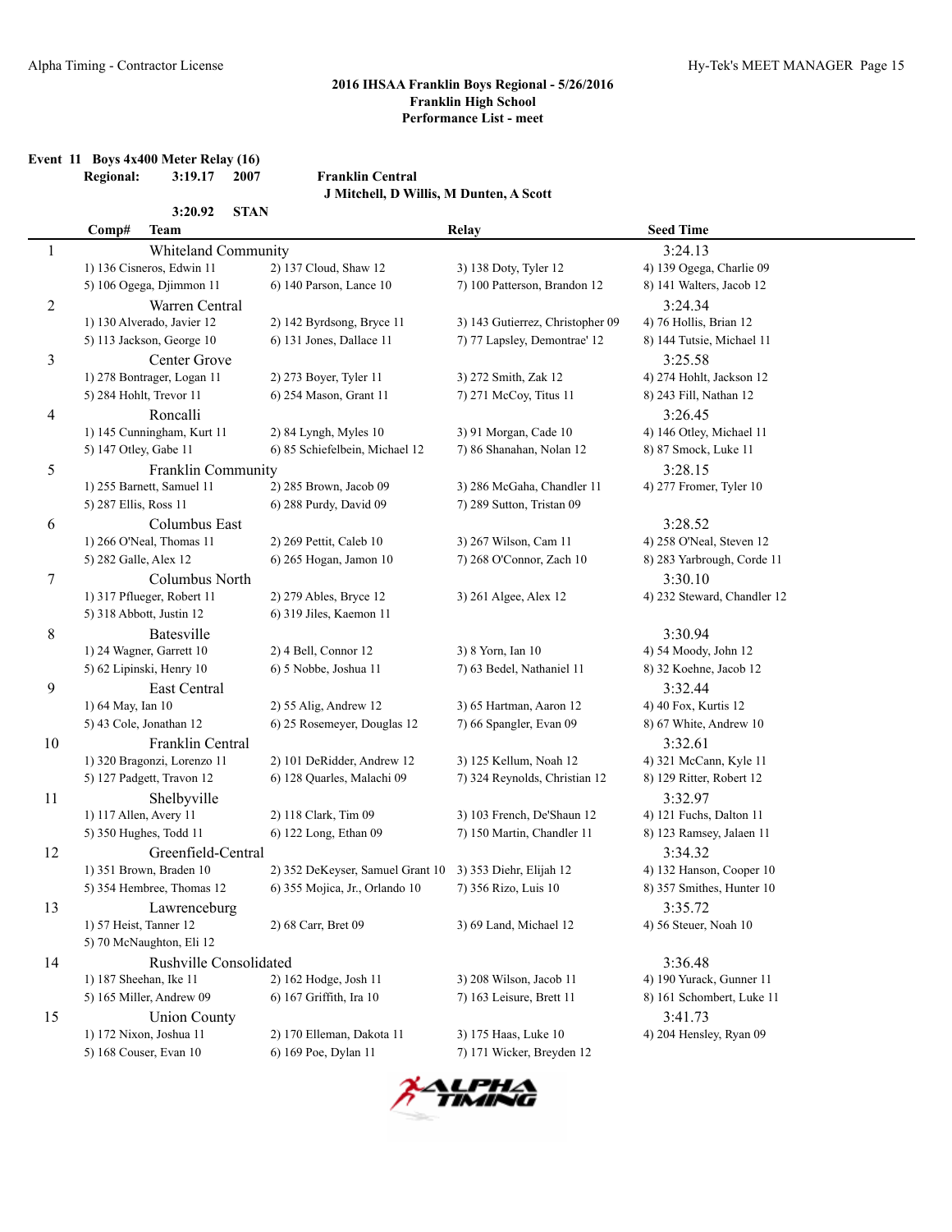## 2016 IHSAA Franklin Boys Regional - 5/26/2016
## Franklin High School
## Performance List - meet

**Event 11 Boys 4x400 Meter Relay (16)**

**Regional:** 3:19.17 2007 **Franklin Central**
J Mitchell, D Willis, M Dunten, A Scott

**3:20.92 STAN**

| Comp# | Team | Relay | | | Seed Time |
|---|---|---|---|---|---|
| 1 | Whiteland Community | | | | 3:24.13 |
| | 1) 136 Cisneros, Edwin 11 | 2) 137 Cloud, Shaw 12 | 3) 138 Doty, Tyler 12 | 4) 139 Ogega, Charlie 09 | |
| | 5) 106 Ogega, Djimmon 11 | 6) 140 Parson, Lance 10 | 7) 100 Patterson, Brandon 12 | 8) 141 Walters, Jacob 12 | |
| 2 | Warren Central | | | | 3:24.34 |
| | 1) 130 Alverado, Javier 12 | 2) 142 Byrdsong, Bryce 11 | 3) 143 Gutierrez, Christopher 09 | 4) 76 Hollis, Brian 12 | |
| | 5) 113 Jackson, George 10 | 6) 131 Jones, Dallace 11 | 7) 77 Lapsley, Demontrae' 12 | 8) 144 Tutsie, Michael 11 | |
| 3 | Center Grove | | | | 3:25.58 |
| | 1) 278 Bontrager, Logan 11 | 2) 273 Boyer, Tyler 11 | 3) 272 Smith, Zak 12 | 4) 274 Hohlt, Jackson 12 | |
| | 5) 284 Hohlt, Trevor 11 | 6) 254 Mason, Grant 11 | 7) 271 McCoy, Titus 11 | 8) 243 Fill, Nathan 12 | |
| 4 | Roncalli | | | | 3:26.45 |
| | 1) 145 Cunningham, Kurt 11 | 2) 84 Lyngh, Myles 10 | 3) 91 Morgan, Cade 10 | 4) 146 Otley, Michael 11 | |
| | 5) 147 Otley, Gabe 11 | 6) 85 Schiefelbein, Michael 12 | 7) 86 Shanahan, Nolan 12 | 8) 87 Smock, Luke 11 | |
| 5 | Franklin Community | | | | 3:28.15 |
| | 1) 255 Barnett, Samuel 11 | 2) 285 Brown, Jacob 09 | 3) 286 McGaha, Chandler 11 | 4) 277 Fromer, Tyler 10 | |
| | 5) 287 Ellis, Ross 11 | 6) 288 Purdy, David 09 | 7) 289 Sutton, Tristan 09 | | |
| 6 | Columbus East | | | | 3:28.52 |
| | 1) 266 O'Neal, Thomas 11 | 2) 269 Pettit, Caleb 10 | 3) 267 Wilson, Cam 11 | 4) 258 O'Neal, Steven 12 | |
| | 5) 282 Galle, Alex 12 | 6) 265 Hogan, Jamon 10 | 7) 268 O'Connor, Zach 10 | 8) 283 Yarbrough, Corde 11 | |
| 7 | Columbus North | | | | 3:30.10 |
| | 1) 317 Pflueger, Robert 11 | 2) 279 Ables, Bryce 12 | 3) 261 Algee, Alex 12 | 4) 232 Steward, Chandler 12 | |
| | 5) 318 Abbott, Justin 12 | 6) 319 Jiles, Kaemon 11 | | | |
| 8 | Batesville | | | | 3:30.94 |
| | 1) 24 Wagner, Garrett 10 | 2) 4 Bell, Connor 12 | 3) 8 Yorn, Ian 10 | 4) 54 Moody, John 12 | |
| | 5) 62 Lipinski, Henry 10 | 6) 5 Nobbe, Joshua 11 | 7) 63 Bedel, Nathaniel 11 | 8) 32 Koehne, Jacob 12 | |
| 9 | East Central | | | | 3:32.44 |
| | 1) 64 May, Ian 10 | 2) 55 Alig, Andrew 12 | 3) 65 Hartman, Aaron 12 | 4) 40 Fox, Kurtis 12 | |
| | 5) 43 Cole, Jonathan 12 | 6) 25 Rosemeyer, Douglas 12 | 7) 66 Spangler, Evan 09 | 8) 67 White, Andrew 10 | |
| 10 | Franklin Central | | | | 3:32.61 |
| | 1) 320 Bragonzi, Lorenzo 11 | 2) 101 DeRidder, Andrew 12 | 3) 125 Kellum, Noah 12 | 4) 321 McCann, Kyle 11 | |
| | 5) 127 Padgett, Travon 12 | 6) 128 Quarles, Malachi 09 | 7) 324 Reynolds, Christian 12 | 8) 129 Ritter, Robert 12 | |
| 11 | Shelbyville | | | | 3:32.97 |
| | 1) 117 Allen, Avery 11 | 2) 118 Clark, Tim 09 | 3) 103 French, De'Shaun 12 | 4) 121 Fuchs, Dalton 11 | |
| | 5) 350 Hughes, Todd 11 | 6) 122 Long, Ethan 09 | 7) 150 Martin, Chandler 11 | 8) 123 Ramsey, Jalaen 11 | |
| 12 | Greenfield-Central | | | | 3:34.32 |
| | 1) 351 Brown, Braden 10 | 2) 352 DeKeyser, Samuel Grant 10 | 3) 353 Diehr, Elijah 12 | 4) 132 Hanson, Cooper 10 | |
| | 5) 354 Hembree, Thomas 12 | 6) 355 Mojica, Jr., Orlando 10 | 7) 356 Rizo, Luis 10 | 8) 357 Smithes, Hunter 10 | |
| 13 | Lawrenceburg | | | | 3:35.72 |
| | 1) 57 Heist, Tanner 12 | 2) 68 Carr, Bret 09 | 3) 69 Land, Michael 12 | 4) 56 Steuer, Noah 10 | |
| | 5) 70 McNaughton, Eli 12 | | | | |
| 14 | Rushville Consolidated | | | | 3:36.48 |
| | 1) 187 Sheehan, Ike 11 | 2) 162 Hodge, Josh 11 | 3) 208 Wilson, Jacob 11 | 4) 190 Yurack, Gunner 11 | |
| | 5) 165 Miller, Andrew 09 | 6) 167 Griffith, Ira 10 | 7) 163 Leisure, Brett 11 | 8) 161 Schombert, Luke 11 | |
| 15 | Union County | | | | 3:41.73 |
| | 1) 172 Nixon, Joshua 11 | 2) 170 Elleman, Dakota 11 | 3) 175 Haas, Luke 10 | 4) 204 Hensley, Ryan 09 | |
| | 5) 168 Couser, Evan 10 | 6) 169 Poe, Dylan 11 | 7) 171 Wicker, Breyden 12 | | |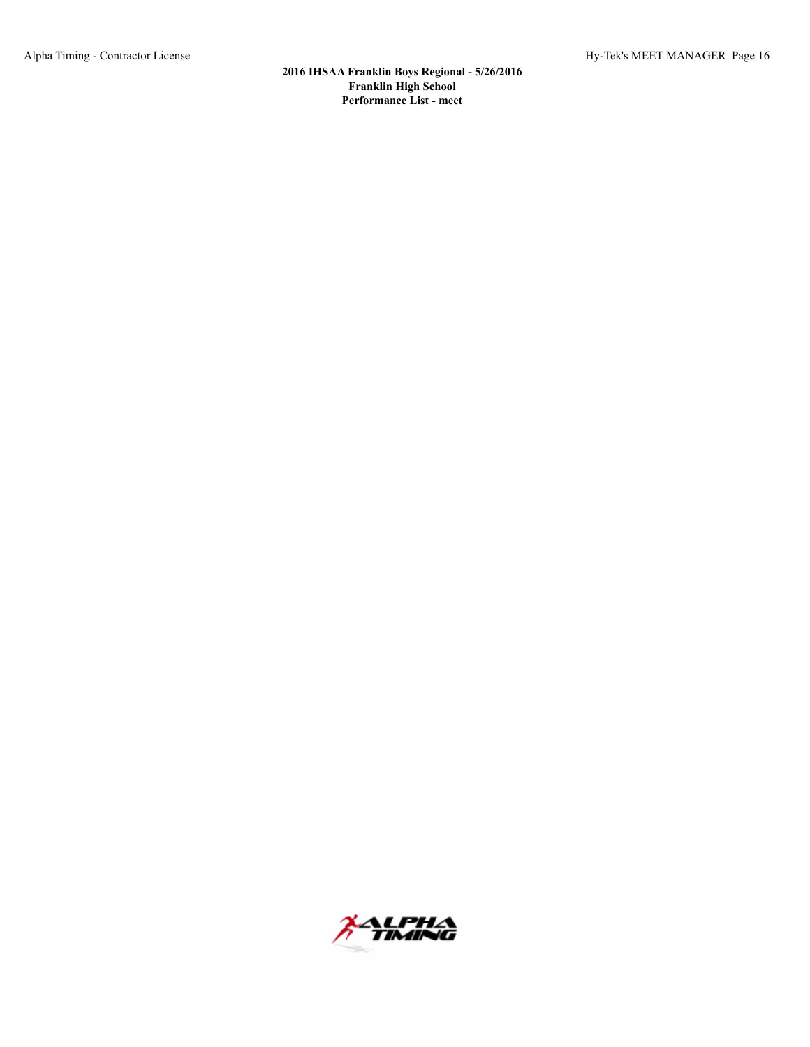**2016 IHSAA Franklin Boys Regional - 5/26/2016**
**Franklin High School**
**Performance List - meet**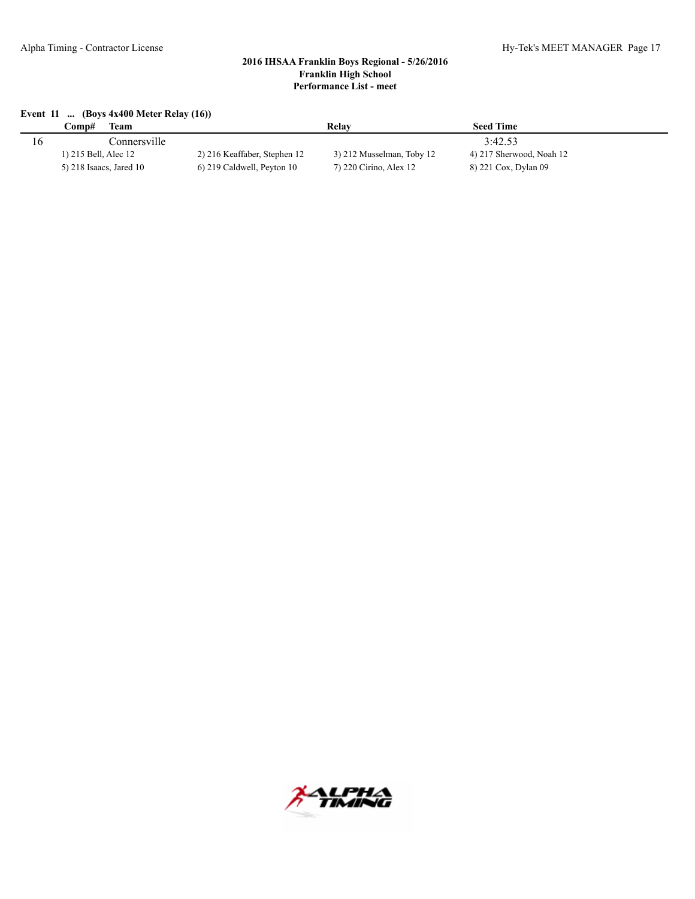## 2016 IHSAA Franklin Boys Regional - 5/26/2016
### Franklin High School
### Performance List - meet

**Event 11 ... (Boys 4x400 Meter Relay (16))**

| Comp# | Team | Relay | | Seed Time |
|---|---|---|---|---|
| 16 | Connersville | | | 3:42.53 |
| 1) 215 Bell, Alec 12 | 2) 216 Keaffaber, Stephen 12 | 3) 212 Musselman, Toby 12 | 4) 217 Sherwood, Noah 12 | |
| 5) 218 Isaacs, Jared 10 | 6) 219 Caldwell, Peyton 10 | 7) 220 Cirino, Alex 12 | 8) 221 Cox, Dylan 09 | |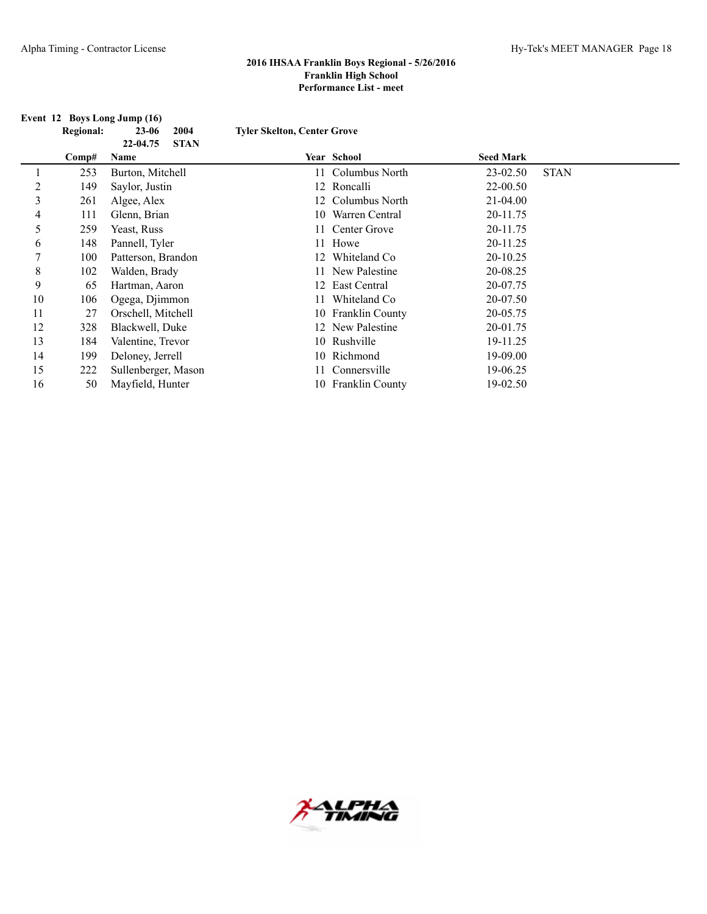**2016 IHSAA Franklin Boys Regional - 5/26/2016**
**Franklin High School**
**Performance List - meet**

**Event 12 Boys Long Jump (16)**

| | | | | |
|---|---|---|---|---|
| **Regional:** | **23-06** | **2004** | **Tyler Skelton, Center Grove** | |
| | **22-04.75** | **STAN** | | |

| | Comp# | Name | Year | School | Seed Mark | |
|---|---|---|---|---|---|---|
| 1 | 253 | Burton, Mitchell | 11 | Columbus North | 23-02.50 | STAN |
| 2 | 149 | Saylor, Justin | 12 | Roncalli | 22-00.50 | |
| 3 | 261 | Algee, Alex | 12 | Columbus North | 21-04.00 | |
| 4 | 111 | Glenn, Brian | 10 | Warren Central | 20-11.75 | |
| 5 | 259 | Yeast, Russ | 11 | Center Grove | 20-11.75 | |
| 6 | 148 | Pannell, Tyler | 11 | Howe | 20-11.25 | |
| 7 | 100 | Patterson, Brandon | 12 | Whiteland Co | 20-10.25 | |
| 8 | 102 | Walden, Brady | 11 | New Palestine | 20-08.25 | |
| 9 | 65 | Hartman, Aaron | 12 | East Central | 20-07.75 | |
| 10 | 106 | Ogega, Djimmon | 11 | Whiteland Co | 20-07.50 | |
| 11 | 27 | Orschell, Mitchell | 10 | Franklin County | 20-05.75 | |
| 12 | 328 | Blackwell, Duke | 12 | New Palestine | 20-01.75 | |
| 13 | 184 | Valentine, Trevor | 10 | Rushville | 19-11.25 | |
| 14 | 199 | Deloney, Jerrell | 10 | Richmond | 19-09.00 | |
| 15 | 222 | Sullenberger, Mason | 11 | Connersville | 19-06.25 | |
| 16 | 50 | Mayfield, Hunter | 10 | Franklin County | 19-02.50 | |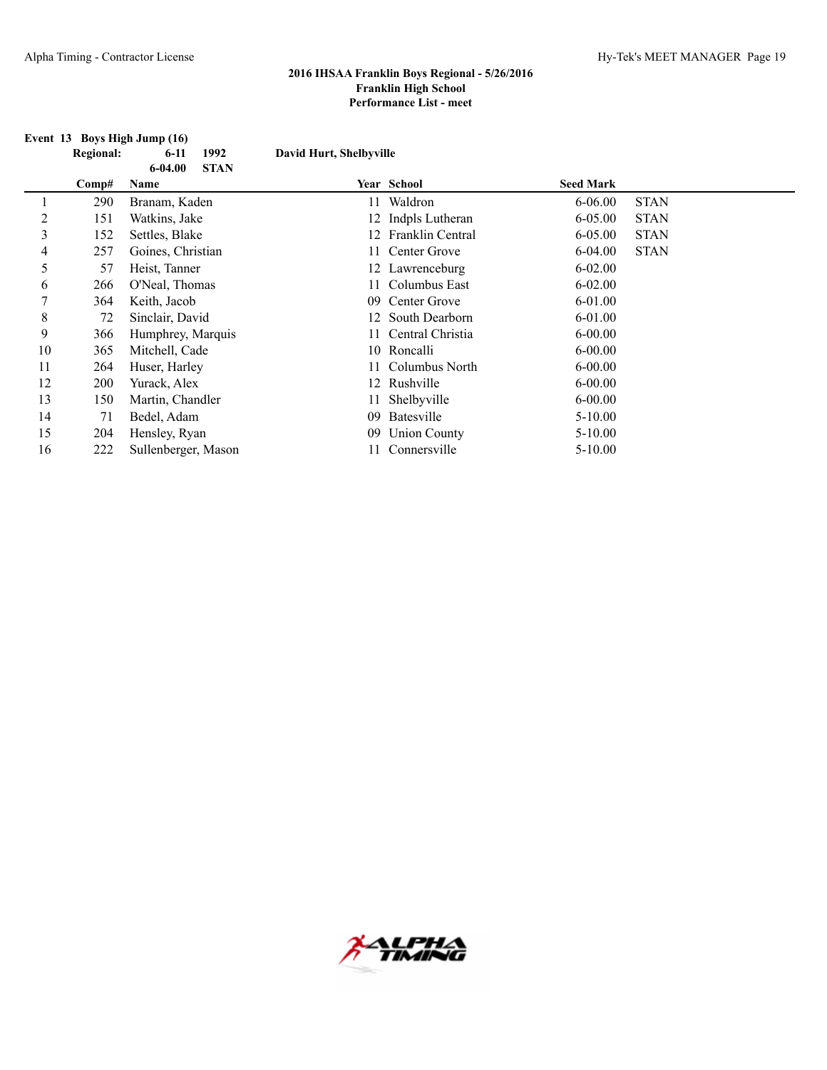**2016 IHSAA Franklin Boys Regional - 5/26/2016**
**Franklin High School**
**Performance List - meet**

**Event 13 Boys High Jump (16)**

**Regional: 6-11 1992 David Hurt, Shelbyville**
**6-04.00 STAN**

| | Comp# | Name | Year | School | Seed Mark | |
|---|---|---|---|---|---|---|
| 1 | 290 | Branam, Kaden | 11 | Waldron | 6-06.00 | STAN |
| 2 | 151 | Watkins, Jake | 12 | Indpls Lutheran | 6-05.00 | STAN |
| 3 | 152 | Settles, Blake | 12 | Franklin Central | 6-05.00 | STAN |
| 4 | 257 | Goines, Christian | 11 | Center Grove | 6-04.00 | STAN |
| 5 | 57 | Heist, Tanner | 12 | Lawrenceburg | 6-02.00 | |
| 6 | 266 | O'Neal, Thomas | 11 | Columbus East | 6-02.00 | |
| 7 | 364 | Keith, Jacob | 09 | Center Grove | 6-01.00 | |
| 8 | 72 | Sinclair, David | 12 | South Dearborn | 6-01.00 | |
| 9 | 366 | Humphrey, Marquis | 11 | Central Christia | 6-00.00 | |
| 10 | 365 | Mitchell, Cade | 10 | Roncalli | 6-00.00 | |
| 11 | 264 | Huser, Harley | 11 | Columbus North | 6-00.00 | |
| 12 | 200 | Yurack, Alex | 12 | Rushville | 6-00.00 | |
| 13 | 150 | Martin, Chandler | 11 | Shelbyville | 6-00.00 | |
| 14 | 71 | Bedel, Adam | 09 | Batesville | 5-10.00 | |
| 15 | 204 | Hensley, Ryan | 09 | Union County | 5-10.00 | |
| 16 | 222 | Sullenberger, Mason | 11 | Connersville | 5-10.00 | |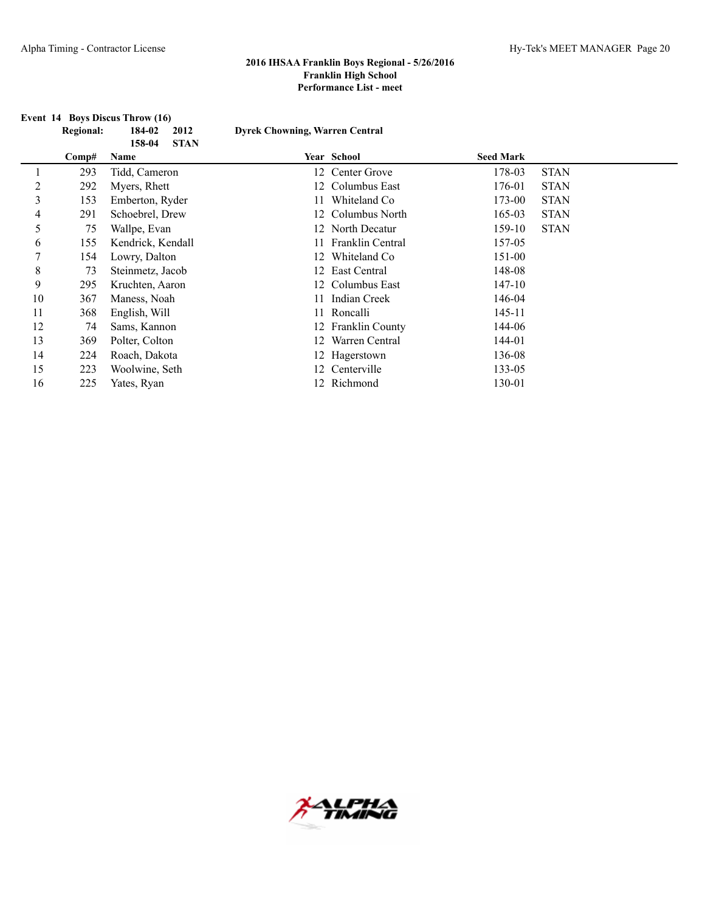## 2016 IHSAA Franklin Boys Regional - 5/26/2016
### Franklin High School
### Performance List - meet

**Event 14 Boys Discus Throw (16)**

| | Regional: | 184-02 | 2012 | Dyrek Chowning, Warren Central |
|---|---|---|---|---|
| | | 158-04 | STAN | |

| | Comp# | Name | Year | School | Seed Mark | |
|---|---|---|---|---|---|---|
| 1 | 293 | Tidd, Cameron | 12 | Center Grove | 178-03 | STAN |
| 2 | 292 | Myers, Rhett | 12 | Columbus East | 176-01 | STAN |
| 3 | 153 | Emberton, Ryder | 11 | Whiteland Co | 173-00 | STAN |
| 4 | 291 | Schoebrel, Drew | 12 | Columbus North | 165-03 | STAN |
| 5 | 75 | Wallpe, Evan | 12 | North Decatur | 159-10 | STAN |
| 6 | 155 | Kendrick, Kendall | 11 | Franklin Central | 157-05 | |
| 7 | 154 | Lowry, Dalton | 12 | Whiteland Co | 151-00 | |
| 8 | 73 | Steinmetz, Jacob | 12 | East Central | 148-08 | |
| 9 | 295 | Kruchten, Aaron | 12 | Columbus East | 147-10 | |
| 10 | 367 | Maness, Noah | 11 | Indian Creek | 146-04 | |
| 11 | 368 | English, Will | 11 | Roncalli | 145-11 | |
| 12 | 74 | Sams, Kannon | 12 | Franklin County | 144-06 | |
| 13 | 369 | Polter, Colton | 12 | Warren Central | 144-01 | |
| 14 | 224 | Roach, Dakota | 12 | Hagerstown | 136-08 | |
| 15 | 223 | Woolwine, Seth | 12 | Centerville | 133-05 | |
| 16 | 225 | Yates, Ryan | 12 | Richmond | 130-01 | |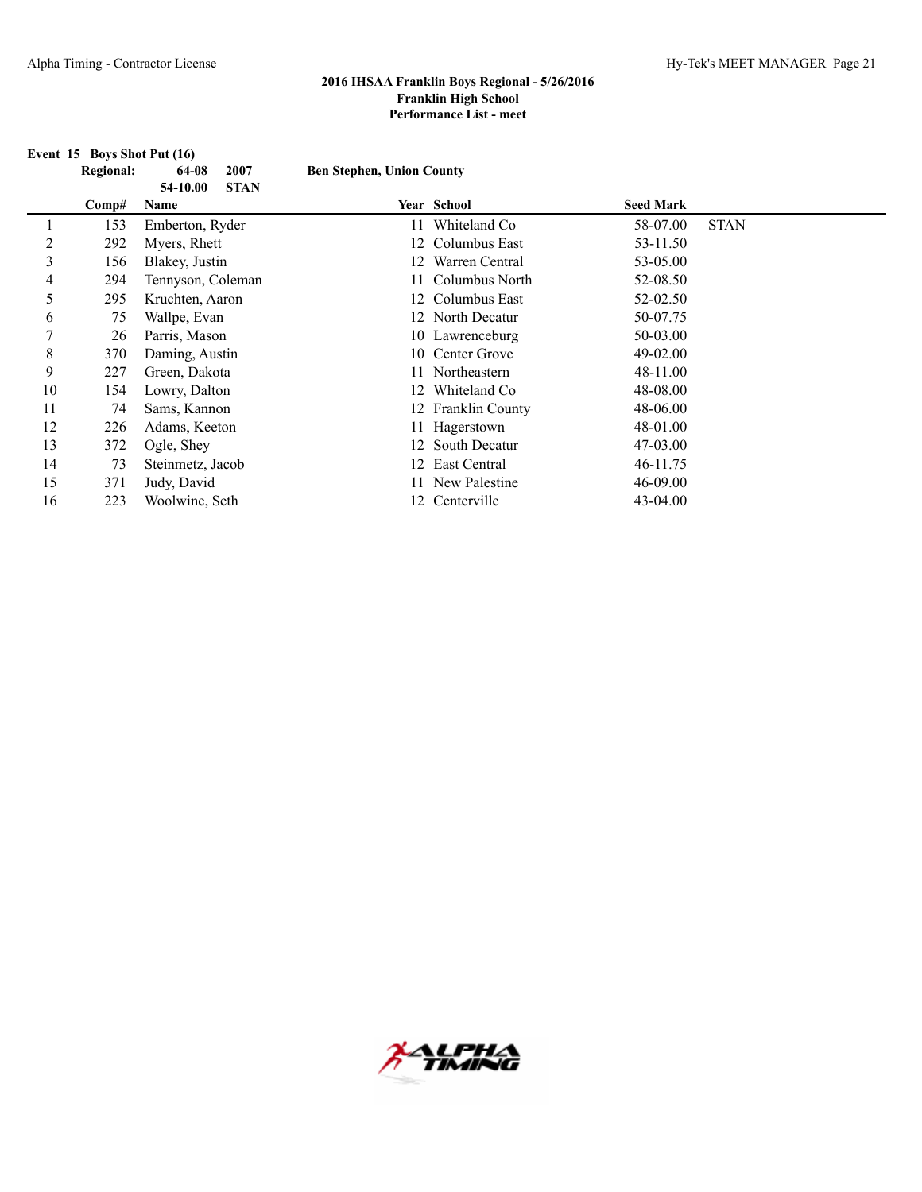**2016 IHSAA Franklin Boys Regional - 5/26/2016**
**Franklin High School**
**Performance List - meet**

### Event 15 Boys Shot Put (16)

**Regional:** 64-08 2007 Ben Stephen, Union County
54-10.00 STAN

| | Comp# | Name | Year | School | Seed Mark | |
|---|---|---|---|---|---|---|
| 1 | 153 | Emberton, Ryder | 11 | Whiteland Co | 58-07.00 | STAN |
| 2 | 292 | Myers, Rhett | 12 | Columbus East | 53-11.50 | |
| 3 | 156 | Blakey, Justin | 12 | Warren Central | 53-05.00 | |
| 4 | 294 | Tennyson, Coleman | 11 | Columbus North | 52-08.50 | |
| 5 | 295 | Kruchten, Aaron | 12 | Columbus East | 52-02.50 | |
| 6 | 75 | Wallpe, Evan | 12 | North Decatur | 50-07.75 | |
| 7 | 26 | Parris, Mason | 10 | Lawrenceburg | 50-03.00 | |
| 8 | 370 | Daming, Austin | 10 | Center Grove | 49-02.00 | |
| 9 | 227 | Green, Dakota | 11 | Northeastern | 48-11.00 | |
| 10 | 154 | Lowry, Dalton | 12 | Whiteland Co | 48-08.00 | |
| 11 | 74 | Sams, Kannon | 12 | Franklin County | 48-06.00 | |
| 12 | 226 | Adams, Keeton | 11 | Hagerstown | 48-01.00 | |
| 13 | 372 | Ogle, Shey | 12 | South Decatur | 47-03.00 | |
| 14 | 73 | Steinmetz, Jacob | 12 | East Central | 46-11.75 | |
| 15 | 371 | Judy, David | 11 | New Palestine | 46-09.00 | |
| 16 | 223 | Woolwine, Seth | 12 | Centerville | 43-04.00 | |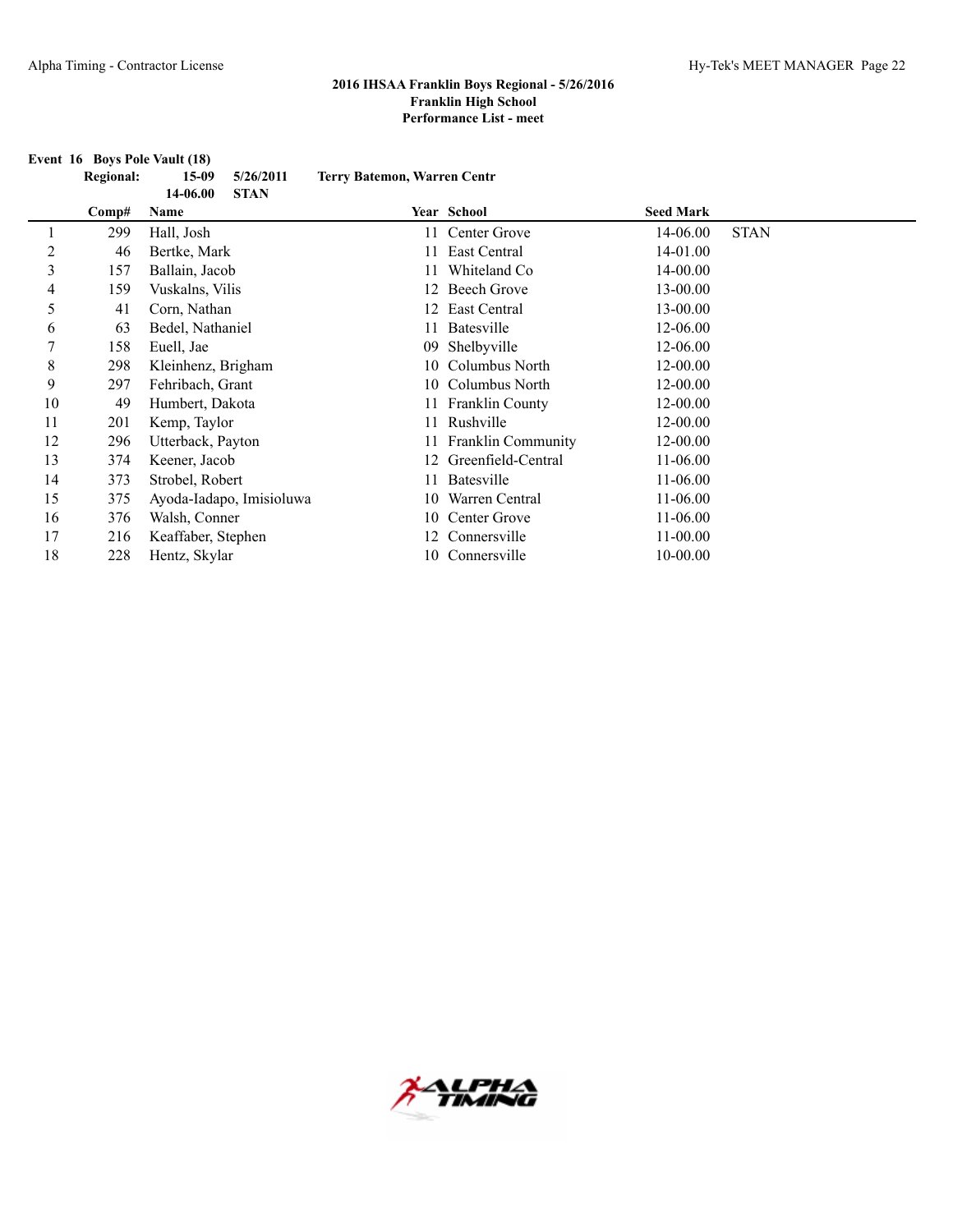**2016 IHSAA Franklin Boys Regional - 5/26/2016**
**Franklin High School**
**Performance List - meet**

**Event 16 Boys Pole Vault (18)**

**Regional: 15-09 5/26/2011 Terry Batemon, Warren Centr**
**14-06.00 STAN**

| | Comp# | Name | Year | School | Seed Mark | |
|---|---|---|---|---|---|---|
| 1 | 299 | Hall, Josh | 11 | Center Grove | 14-06.00 | STAN |
| 2 | 46 | Bertke, Mark | 11 | East Central | 14-01.00 | |
| 3 | 157 | Ballain, Jacob | 11 | Whiteland Co | 14-00.00 | |
| 4 | 159 | Vuskalns, Vilis | 12 | Beech Grove | 13-00.00 | |
| 5 | 41 | Corn, Nathan | 12 | East Central | 13-00.00 | |
| 6 | 63 | Bedel, Nathaniel | 11 | Batesville | 12-06.00 | |
| 7 | 158 | Euell, Jae | 09 | Shelbyville | 12-06.00 | |
| 8 | 298 | Kleinhenz, Brigham | 10 | Columbus North | 12-00.00 | |
| 9 | 297 | Fehribach, Grant | 10 | Columbus North | 12-00.00 | |
| 10 | 49 | Humbert, Dakota | 11 | Franklin County | 12-00.00 | |
| 11 | 201 | Kemp, Taylor | 11 | Rushville | 12-00.00 | |
| 12 | 296 | Utterback, Payton | 11 | Franklin Community | 12-00.00 | |
| 13 | 374 | Keener, Jacob | 12 | Greenfield-Central | 11-06.00 | |
| 14 | 373 | Strobel, Robert | 11 | Batesville | 11-06.00 | |
| 15 | 375 | Ayoda-Iadapo, Imisioluwa | 10 | Warren Central | 11-06.00 | |
| 16 | 376 | Walsh, Conner | 10 | Center Grove | 11-06.00 | |
| 17 | 216 | Keaffaber, Stephen | 12 | Connersville | 11-00.00 | |
| 18 | 228 | Hentz, Skylar | 10 | Connersville | 10-00.00 | |